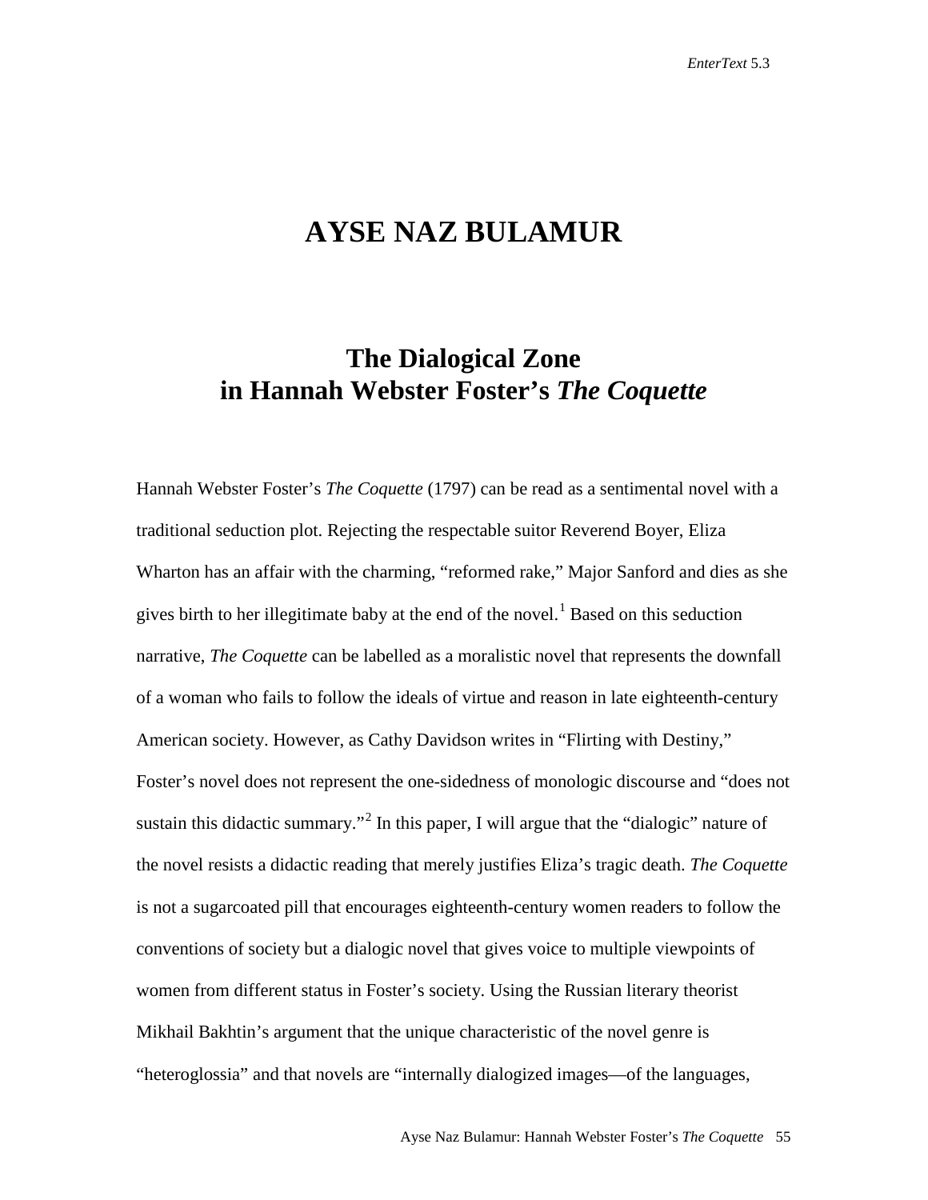# AYSE NAZ BULAMUR

## The Dialogical Zone in Hannah Webster Foster's *The Coquette*

Hannah Webster Foster's *The Coquette* (1797) can be read as a sentimental novel with a traditional seduction plot. Rejecting the respectable suitor Reverend Boyer, Eliza Wharton has an affair with the charming, "reformed rake," Major Sanford and dies as she gives birth to her illegitimate baby at the end of the novel.[1] Based on this seduction narrative, *The Coquette* can be labelled as a moralistic novel that represents the downfall of a woman who fails to follow the ideals of virtue and reason in late eighteenth-century American society. However, as Cathy Davidson writes in "Flirting with Destiny," Foster's novel does not represent the one-sidedness of monologic discourse and "does not sustain this didactic summary."[2] In this paper, I will argue that the "dialogic" nature of the novel resists a didactic reading that merely justifies Eliza's tragic death. *The Coquette* is not a sugarcoated pill that encourages eighteenth-century women readers to follow the conventions of society but a dialogic novel that gives voice to multiple viewpoints of women from different status in Foster's society. Using the Russian literary theorist Mikhail Bakhtin's argument that the unique characteristic of the novel genre is "heteroglossia" and that novels are "internally dialogized images—of the languages,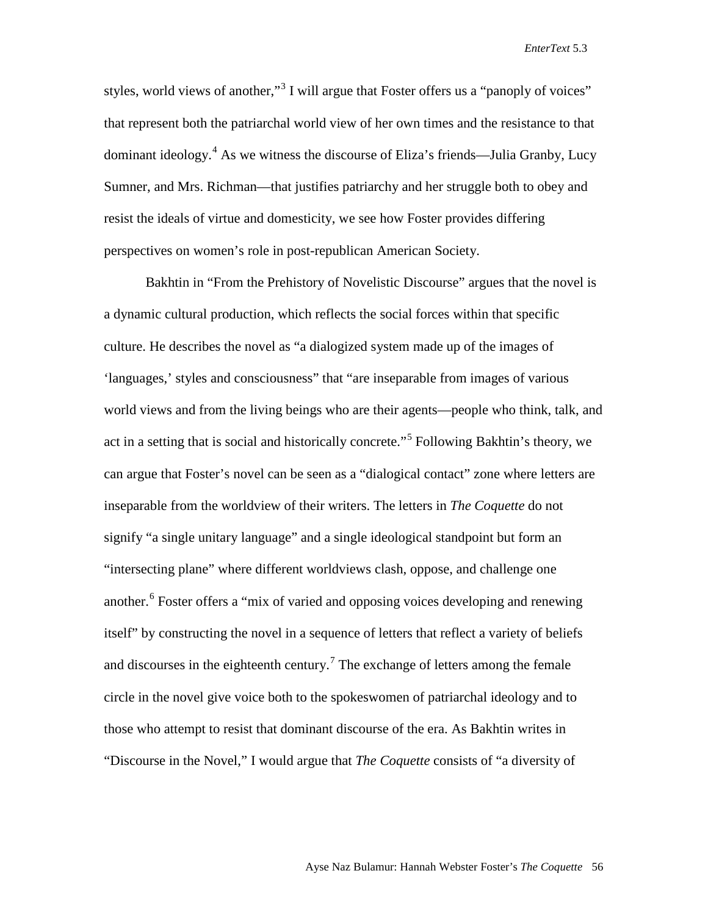styles, world views of another,"[3] I will argue that Foster offers us a "panoply of voices" that represent both the patriarchal world view of her own times and the resistance to that dominant ideology.[4] As we witness the discourse of Eliza's friends—Julia Granby, Lucy Sumner, and Mrs. Richman—that justifies patriarchy and her struggle both to obey and resist the ideals of virtue and domesticity, we see how Foster provides differing perspectives on women's role in post-republican American Society.

Bakhtin in "From the Prehistory of Novelistic Discourse" argues that the novel is a dynamic cultural production, which reflects the social forces within that specific culture. He describes the novel as "a dialogized system made up of the images of 'languages,' styles and consciousness" that "are inseparable from images of various world views and from the living beings who are their agents—people who think, talk, and act in a setting that is social and historically concrete."[5] Following Bakhtin's theory, we can argue that Foster's novel can be seen as a "dialogical contact" zone where letters are inseparable from the worldview of their writers. The letters in *The Coquette* do not signify "a single unitary language" and a single ideological standpoint but form an "intersecting plane" where different worldviews clash, oppose, and challenge one another.[6] Foster offers a "mix of varied and opposing voices developing and renewing itself" by constructing the novel in a sequence of letters that reflect a variety of beliefs and discourses in the eighteenth century.[7] The exchange of letters among the female circle in the novel give voice both to the spokeswomen of patriarchal ideology and to those who attempt to resist that dominant discourse of the era. As Bakhtin writes in "Discourse in the Novel," I would argue that *The Coquette* consists of "a diversity of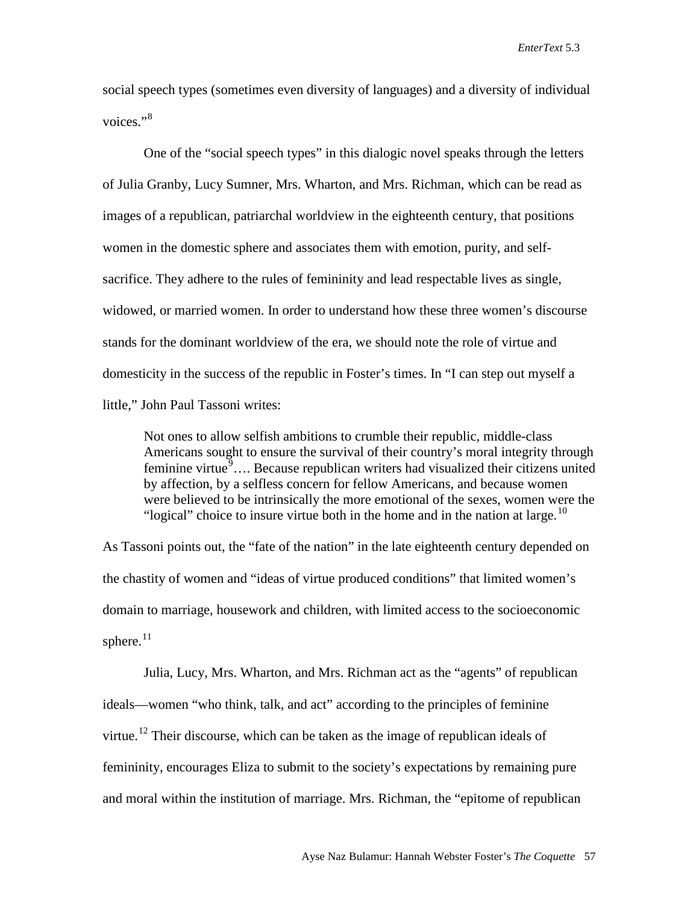social speech types (sometimes even diversity of languages) and a diversity of individual voices."[8]

One of the "social speech types" in this dialogic novel speaks through the letters of Julia Granby, Lucy Sumner, Mrs. Wharton, and Mrs. Richman, which can be read as images of a republican, patriarchal worldview in the eighteenth century, that positions women in the domestic sphere and associates them with emotion, purity, and self-sacrifice. They adhere to the rules of femininity and lead respectable lives as single, widowed, or married women. In order to understand how these three women's discourse stands for the dominant worldview of the era, we should note the role of virtue and domesticity in the success of the republic in Foster's times. In "I can step out myself a little," John Paul Tassoni writes:

> Not ones to allow selfish ambitions to crumble their republic, middle-class Americans sought to ensure the survival of their country's moral integrity through feminine virtue[9]…. Because republican writers had visualized their citizens united by affection, by a selfless concern for fellow Americans, and because women were believed to be intrinsically the more emotional of the sexes, women were the "logical" choice to insure virtue both in the home and in the nation at large.[10]

As Tassoni points out, the "fate of the nation" in the late eighteenth century depended on the chastity of women and "ideas of virtue produced conditions" that limited women's domain to marriage, housework and children, with limited access to the socioeconomic sphere.[11]

Julia, Lucy, Mrs. Wharton, and Mrs. Richman act as the "agents" of republican ideals—women "who think, talk, and act" according to the principles of feminine virtue.[12] Their discourse, which can be taken as the image of republican ideals of femininity, encourages Eliza to submit to the society's expectations by remaining pure and moral within the institution of marriage. Mrs. Richman, the "epitome of republican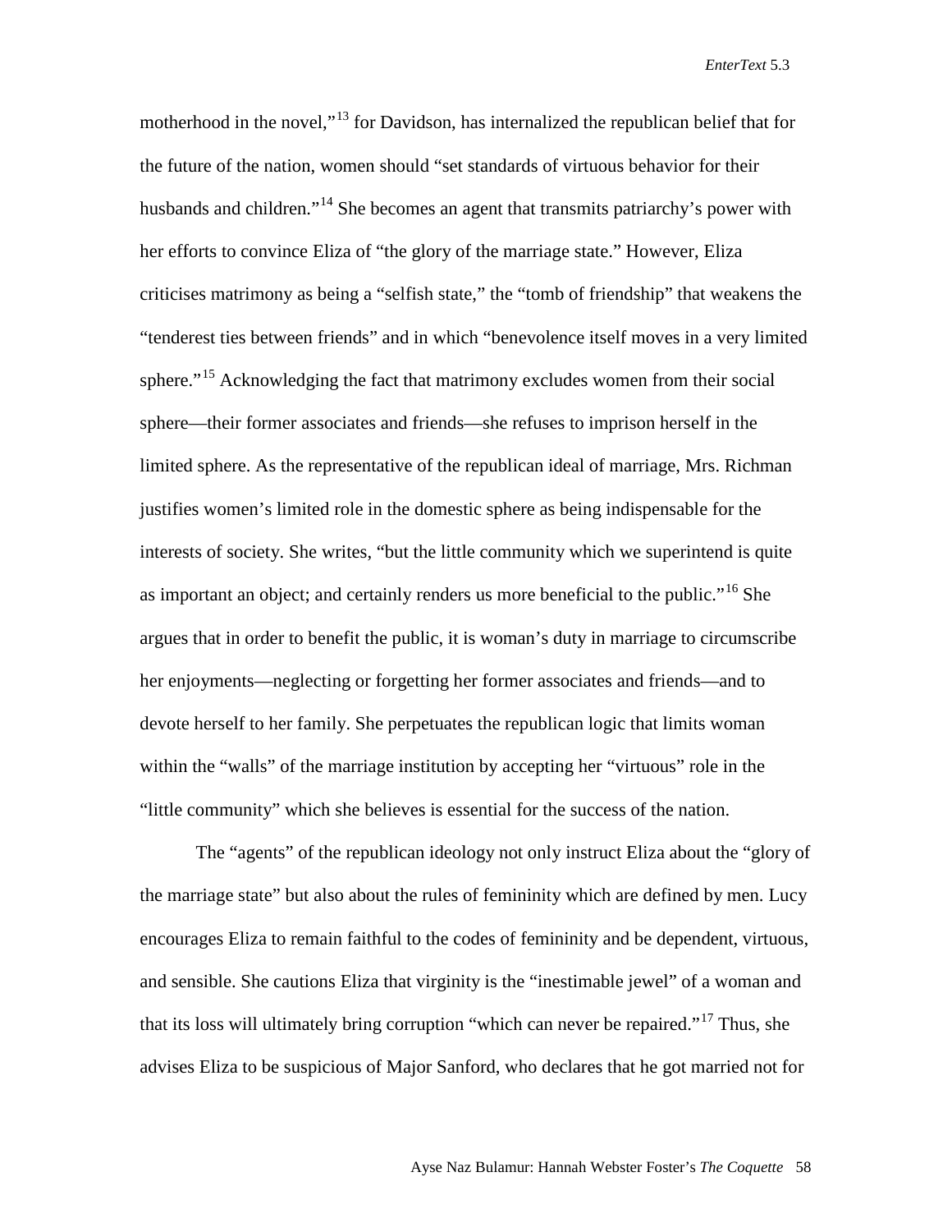motherhood in the novel,"[13] for Davidson, has internalized the republican belief that for the future of the nation, women should "set standards of virtuous behavior for their husbands and children."[14] She becomes an agent that transmits patriarchy's power with her efforts to convince Eliza of "the glory of the marriage state." However, Eliza criticises matrimony as being a "selfish state," the "tomb of friendship" that weakens the "tenderest ties between friends" and in which "benevolence itself moves in a very limited sphere."[15] Acknowledging the fact that matrimony excludes women from their social sphere—their former associates and friends—she refuses to imprison herself in the limited sphere. As the representative of the republican ideal of marriage, Mrs. Richman justifies women's limited role in the domestic sphere as being indispensable for the interests of society. She writes, "but the little community which we superintend is quite as important an object; and certainly renders us more beneficial to the public."[16] She argues that in order to benefit the public, it is woman's duty in marriage to circumscribe her enjoyments—neglecting or forgetting her former associates and friends—and to devote herself to her family. She perpetuates the republican logic that limits woman within the "walls" of the marriage institution by accepting her "virtuous" role in the "little community" which she believes is essential for the success of the nation.

The "agents" of the republican ideology not only instruct Eliza about the "glory of the marriage state" but also about the rules of femininity which are defined by men. Lucy encourages Eliza to remain faithful to the codes of femininity and be dependent, virtuous, and sensible. She cautions Eliza that virginity is the "inestimable jewel" of a woman and that its loss will ultimately bring corruption "which can never be repaired."[17] Thus, she advises Eliza to be suspicious of Major Sanford, who declares that he got married not for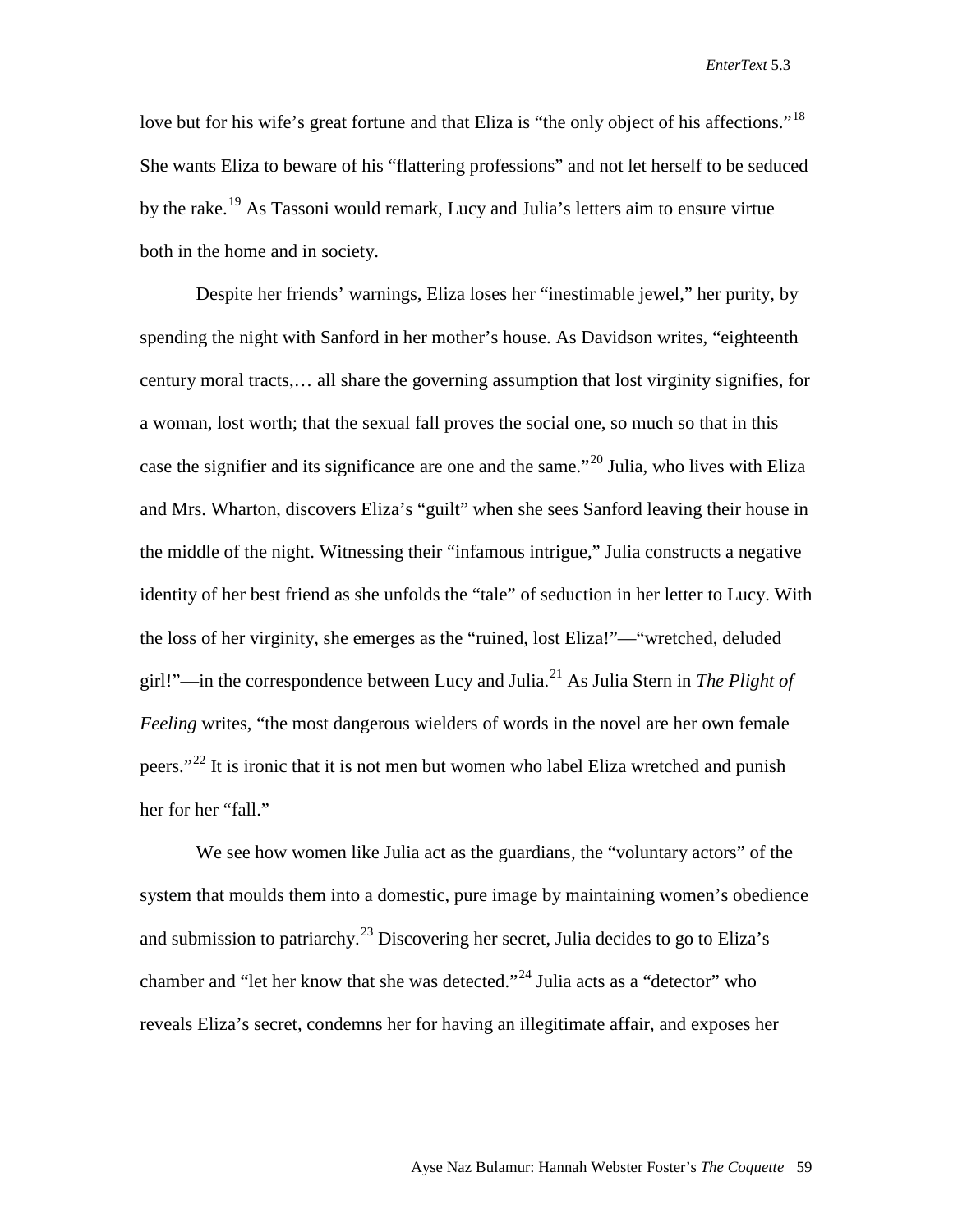love but for his wife's great fortune and that Eliza is "the only object of his affections."[18] She wants Eliza to beware of his "flattering professions" and not let herself to be seduced by the rake.[19] As Tassoni would remark, Lucy and Julia's letters aim to ensure virtue both in the home and in society.

Despite her friends' warnings, Eliza loses her "inestimable jewel," her purity, by spending the night with Sanford in her mother's house. As Davidson writes, "eighteenth century moral tracts,… all share the governing assumption that lost virginity signifies, for a woman, lost worth; that the sexual fall proves the social one, so much so that in this case the signifier and its significance are one and the same."[20] Julia, who lives with Eliza and Mrs. Wharton, discovers Eliza's "guilt" when she sees Sanford leaving their house in the middle of the night. Witnessing their "infamous intrigue," Julia constructs a negative identity of her best friend as she unfolds the "tale" of seduction in her letter to Lucy. With the loss of her virginity, she emerges as the "ruined, lost Eliza!"—"wretched, deluded girl!"—in the correspondence between Lucy and Julia.[21] As Julia Stern in *The Plight of Feeling* writes, "the most dangerous wielders of words in the novel are her own female peers."[22] It is ironic that it is not men but women who label Eliza wretched and punish her for her "fall."

We see how women like Julia act as the guardians, the "voluntary actors" of the system that moulds them into a domestic, pure image by maintaining women's obedience and submission to patriarchy.[23] Discovering her secret, Julia decides to go to Eliza's chamber and "let her know that she was detected."[24] Julia acts as a "detector" who reveals Eliza's secret, condemns her for having an illegitimate affair, and exposes her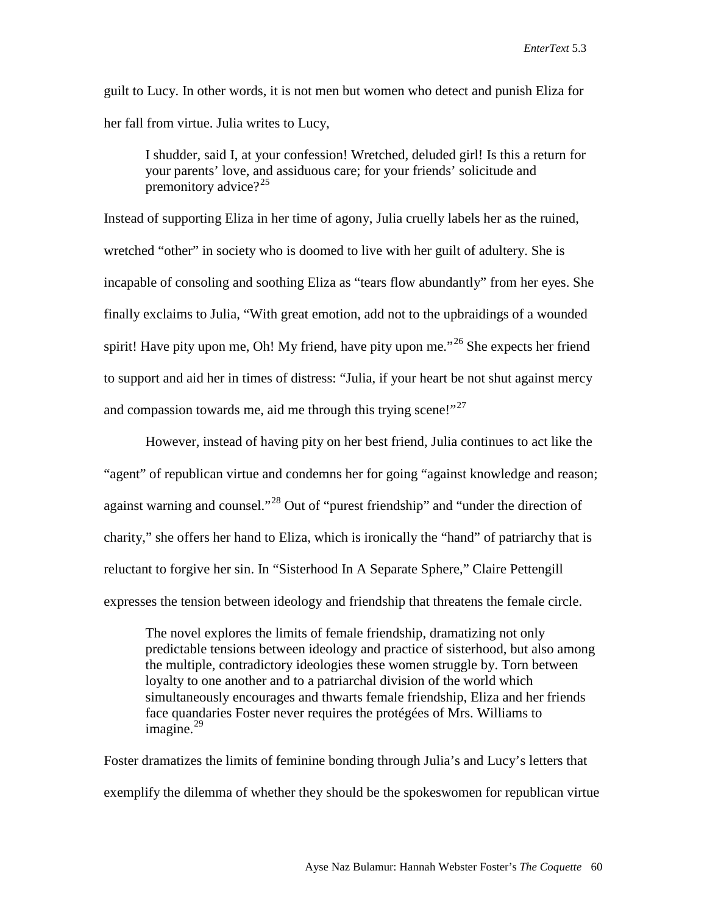guilt to Lucy. In other words, it is not men but women who detect and punish Eliza for her fall from virtue. Julia writes to Lucy,

> I shudder, said I, at your confession! Wretched, deluded girl! Is this a return for your parents' love, and assiduous care; for your friends' solicitude and premonitory advice?[25]

Instead of supporting Eliza in her time of agony, Julia cruelly labels her as the ruined, wretched "other" in society who is doomed to live with her guilt of adultery. She is incapable of consoling and soothing Eliza as "tears flow abundantly" from her eyes. She finally exclaims to Julia, "With great emotion, add not to the upbraidings of a wounded spirit! Have pity upon me, Oh! My friend, have pity upon me."[26] She expects her friend to support and aid her in times of distress: "Julia, if your heart be not shut against mercy and compassion towards me, aid me through this trying scene!"[27]

However, instead of having pity on her best friend, Julia continues to act like the "agent" of republican virtue and condemns her for going "against knowledge and reason; against warning and counsel."[28] Out of "purest friendship" and "under the direction of charity," she offers her hand to Eliza, which is ironically the "hand" of patriarchy that is reluctant to forgive her sin. In "Sisterhood In A Separate Sphere," Claire Pettengill expresses the tension between ideology and friendship that threatens the female circle.

> The novel explores the limits of female friendship, dramatizing not only predictable tensions between ideology and practice of sisterhood, but also among the multiple, contradictory ideologies these women struggle by. Torn between loyalty to one another and to a patriarchal division of the world which simultaneously encourages and thwarts female friendship, Eliza and her friends face quandaries Foster never requires the protégées of Mrs. Williams to imagine.[29]

Foster dramatizes the limits of feminine bonding through Julia's and Lucy's letters that exemplify the dilemma of whether they should be the spokeswomen for republican virtue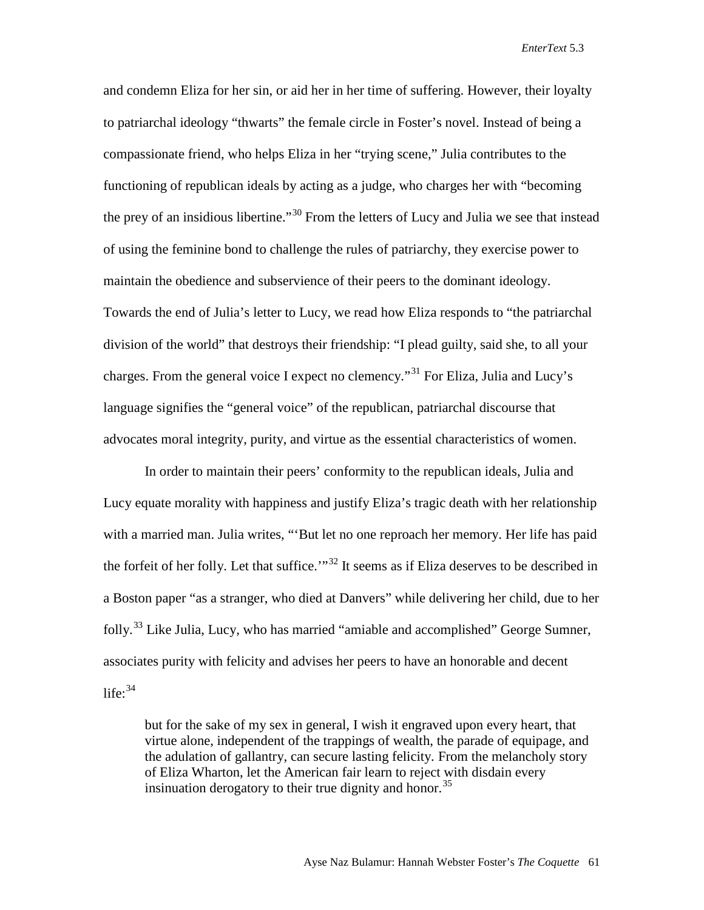and condemn Eliza for her sin, or aid her in her time of suffering. However, their loyalty to patriarchal ideology "thwarts" the female circle in Foster's novel. Instead of being a compassionate friend, who helps Eliza in her "trying scene," Julia contributes to the functioning of republican ideals by acting as a judge, who charges her with "becoming the prey of an insidious libertine."[30] From the letters of Lucy and Julia we see that instead of using the feminine bond to challenge the rules of patriarchy, they exercise power to maintain the obedience and subservience of their peers to the dominant ideology. Towards the end of Julia's letter to Lucy, we read how Eliza responds to "the patriarchal division of the world" that destroys their friendship: "I plead guilty, said she, to all your charges. From the general voice I expect no clemency."[31] For Eliza, Julia and Lucy's language signifies the "general voice" of the republican, patriarchal discourse that advocates moral integrity, purity, and virtue as the essential characteristics of women.

In order to maintain their peers' conformity to the republican ideals, Julia and Lucy equate morality with happiness and justify Eliza's tragic death with her relationship with a married man. Julia writes, "'But let no one reproach her memory. Her life has paid the forfeit of her folly. Let that suffice.'"[32] It seems as if Eliza deserves to be described in a Boston paper "as a stranger, who died at Danvers" while delivering her child, due to her folly.[33] Like Julia, Lucy, who has married "amiable and accomplished" George Sumner, associates purity with felicity and advises her peers to have an honorable and decent life:[34]

> but for the sake of my sex in general, I wish it engraved upon every heart, that virtue alone, independent of the trappings of wealth, the parade of equipage, and the adulation of gallantry, can secure lasting felicity. From the melancholy story of Eliza Wharton, let the American fair learn to reject with disdain every insinuation derogatory to their true dignity and honor.[35]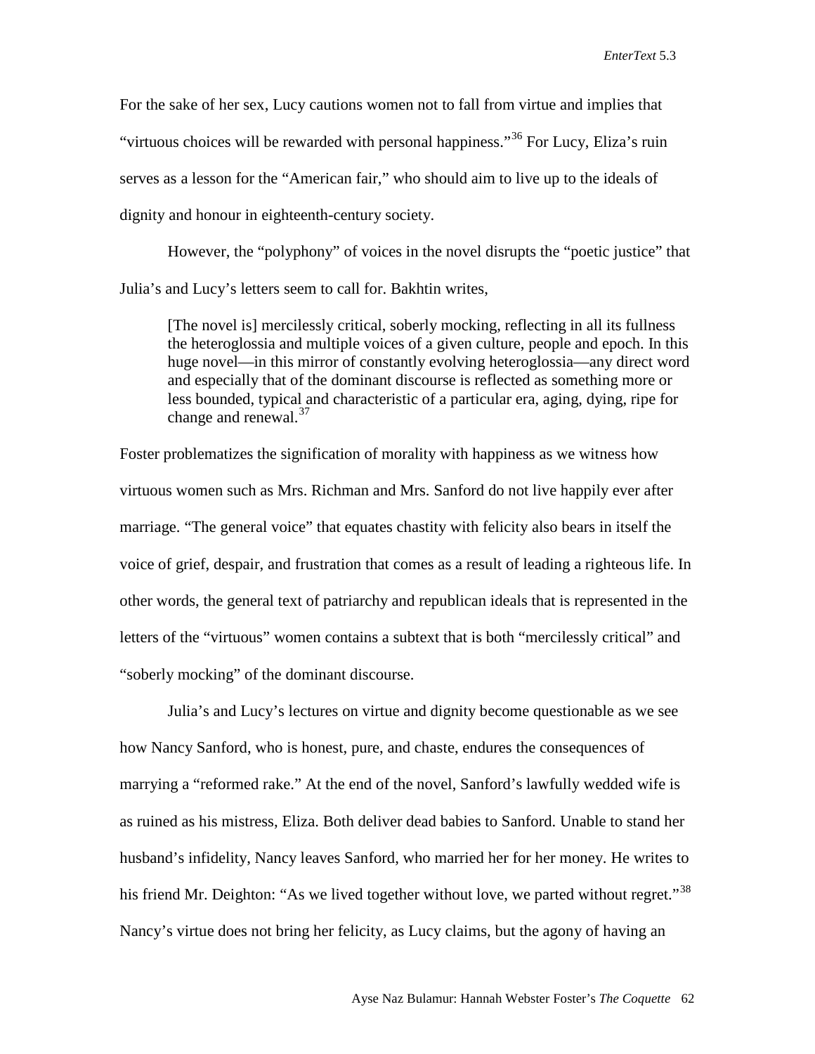For the sake of her sex, Lucy cautions women not to fall from virtue and implies that "virtuous choices will be rewarded with personal happiness."[36] For Lucy, Eliza's ruin serves as a lesson for the "American fair," who should aim to live up to the ideals of dignity and honour in eighteenth-century society.

However, the "polyphony" of voices in the novel disrupts the "poetic justice" that Julia's and Lucy's letters seem to call for. Bakhtin writes,

> [The novel is] mercilessly critical, soberly mocking, reflecting in all its fullness the heteroglossia and multiple voices of a given culture, people and epoch. In this huge novel—in this mirror of constantly evolving heteroglossia—any direct word and especially that of the dominant discourse is reflected as something more or less bounded, typical and characteristic of a particular era, aging, dying, ripe for change and renewal.[37]

Foster problematizes the signification of morality with happiness as we witness how virtuous women such as Mrs. Richman and Mrs. Sanford do not live happily ever after marriage. "The general voice" that equates chastity with felicity also bears in itself the voice of grief, despair, and frustration that comes as a result of leading a righteous life. In other words, the general text of patriarchy and republican ideals that is represented in the letters of the "virtuous" women contains a subtext that is both "mercilessly critical" and "soberly mocking" of the dominant discourse.

Julia's and Lucy's lectures on virtue and dignity become questionable as we see how Nancy Sanford, who is honest, pure, and chaste, endures the consequences of marrying a "reformed rake." At the end of the novel, Sanford's lawfully wedded wife is as ruined as his mistress, Eliza. Both deliver dead babies to Sanford. Unable to stand her husband's infidelity, Nancy leaves Sanford, who married her for her money. He writes to his friend Mr. Deighton: "As we lived together without love, we parted without regret."[38] Nancy's virtue does not bring her felicity, as Lucy claims, but the agony of having an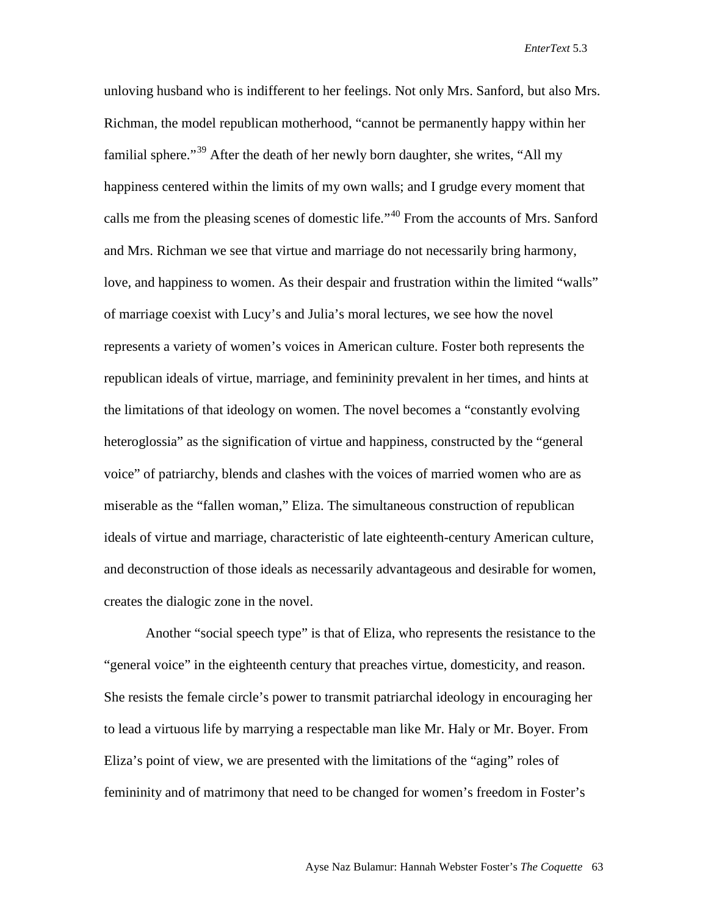unloving husband who is indifferent to her feelings. Not only Mrs. Sanford, but also Mrs. Richman, the model republican motherhood, "cannot be permanently happy within her familial sphere."[39] After the death of her newly born daughter, she writes, "All my happiness centered within the limits of my own walls; and I grudge every moment that calls me from the pleasing scenes of domestic life."[40] From the accounts of Mrs. Sanford and Mrs. Richman we see that virtue and marriage do not necessarily bring harmony, love, and happiness to women. As their despair and frustration within the limited "walls" of marriage coexist with Lucy's and Julia's moral lectures, we see how the novel represents a variety of women's voices in American culture. Foster both represents the republican ideals of virtue, marriage, and femininity prevalent in her times, and hints at the limitations of that ideology on women. The novel becomes a "constantly evolving heteroglossia" as the signification of virtue and happiness, constructed by the "general voice" of patriarchy, blends and clashes with the voices of married women who are as miserable as the "fallen woman," Eliza. The simultaneous construction of republican ideals of virtue and marriage, characteristic of late eighteenth-century American culture, and deconstruction of those ideals as necessarily advantageous and desirable for women, creates the dialogic zone in the novel.

Another "social speech type" is that of Eliza, who represents the resistance to the "general voice" in the eighteenth century that preaches virtue, domesticity, and reason. She resists the female circle's power to transmit patriarchal ideology in encouraging her to lead a virtuous life by marrying a respectable man like Mr. Haly or Mr. Boyer. From Eliza's point of view, we are presented with the limitations of the "aging" roles of femininity and of matrimony that need to be changed for women's freedom in Foster's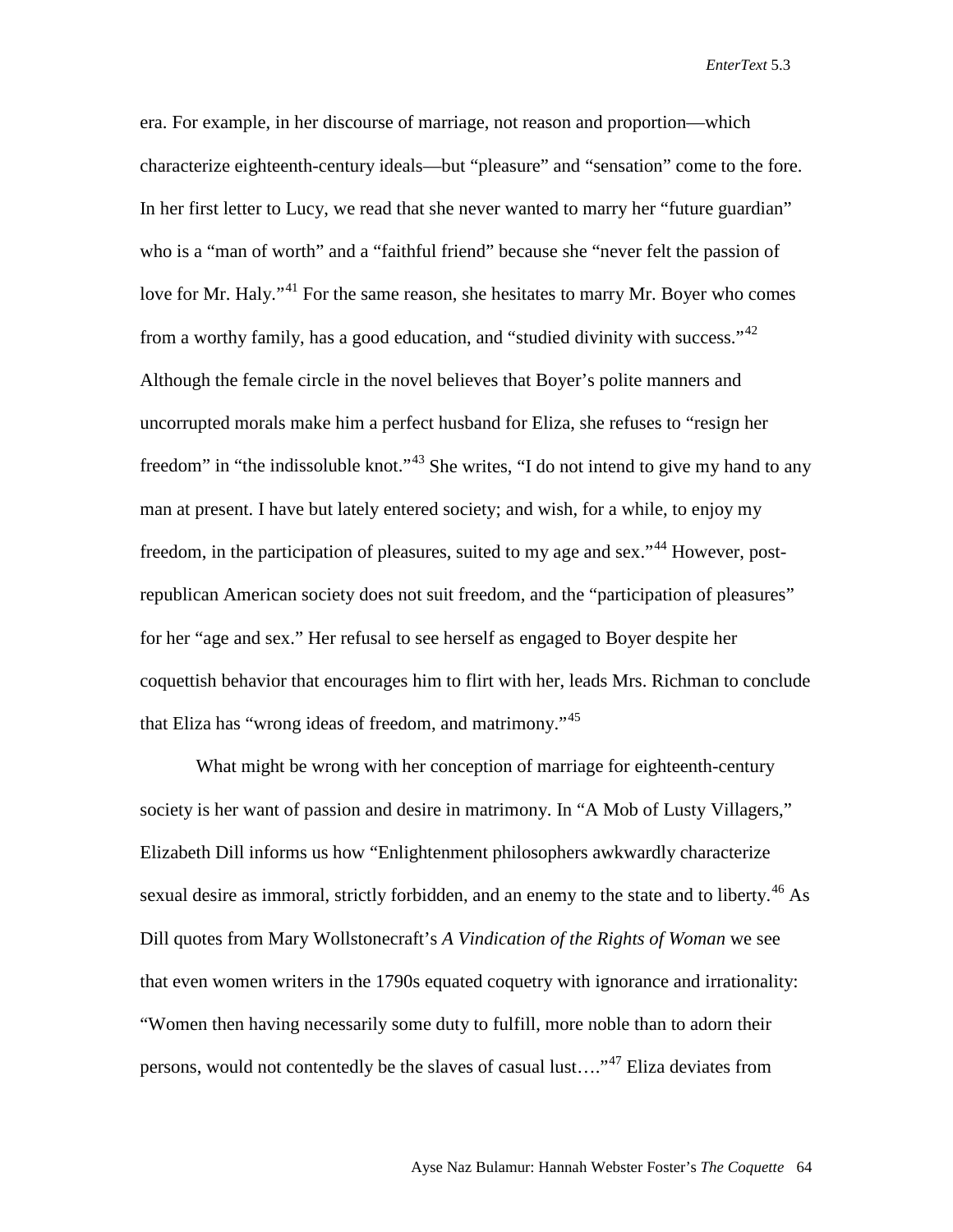era. For example, in her discourse of marriage, not reason and proportion—which characterize eighteenth-century ideals—but "pleasure" and "sensation" come to the fore. In her first letter to Lucy, we read that she never wanted to marry her "future guardian" who is a "man of worth" and a "faithful friend" because she "never felt the passion of love for Mr. Haly."[41] For the same reason, she hesitates to marry Mr. Boyer who comes from a worthy family, has a good education, and "studied divinity with success."[42] Although the female circle in the novel believes that Boyer's polite manners and uncorrupted morals make him a perfect husband for Eliza, she refuses to "resign her freedom" in "the indissoluble knot."[43] She writes, "I do not intend to give my hand to any man at present. I have but lately entered society; and wish, for a while, to enjoy my freedom, in the participation of pleasures, suited to my age and sex."[44] However, post-republican American society does not suit freedom, and the "participation of pleasures" for her "age and sex." Her refusal to see herself as engaged to Boyer despite her coquettish behavior that encourages him to flirt with her, leads Mrs. Richman to conclude that Eliza has "wrong ideas of freedom, and matrimony."[45]

What might be wrong with her conception of marriage for eighteenth-century society is her want of passion and desire in matrimony. In "A Mob of Lusty Villagers," Elizabeth Dill informs us how "Enlightenment philosophers awkwardly characterize sexual desire as immoral, strictly forbidden, and an enemy to the state and to liberty.[46] As Dill quotes from Mary Wollstonecraft's *A Vindication of the Rights of Woman* we see that even women writers in the 1790s equated coquetry with ignorance and irrationality: "Women then having necessarily some duty to fulfill, more noble than to adorn their persons, would not contentedly be the slaves of casual lust…."[47] Eliza deviates from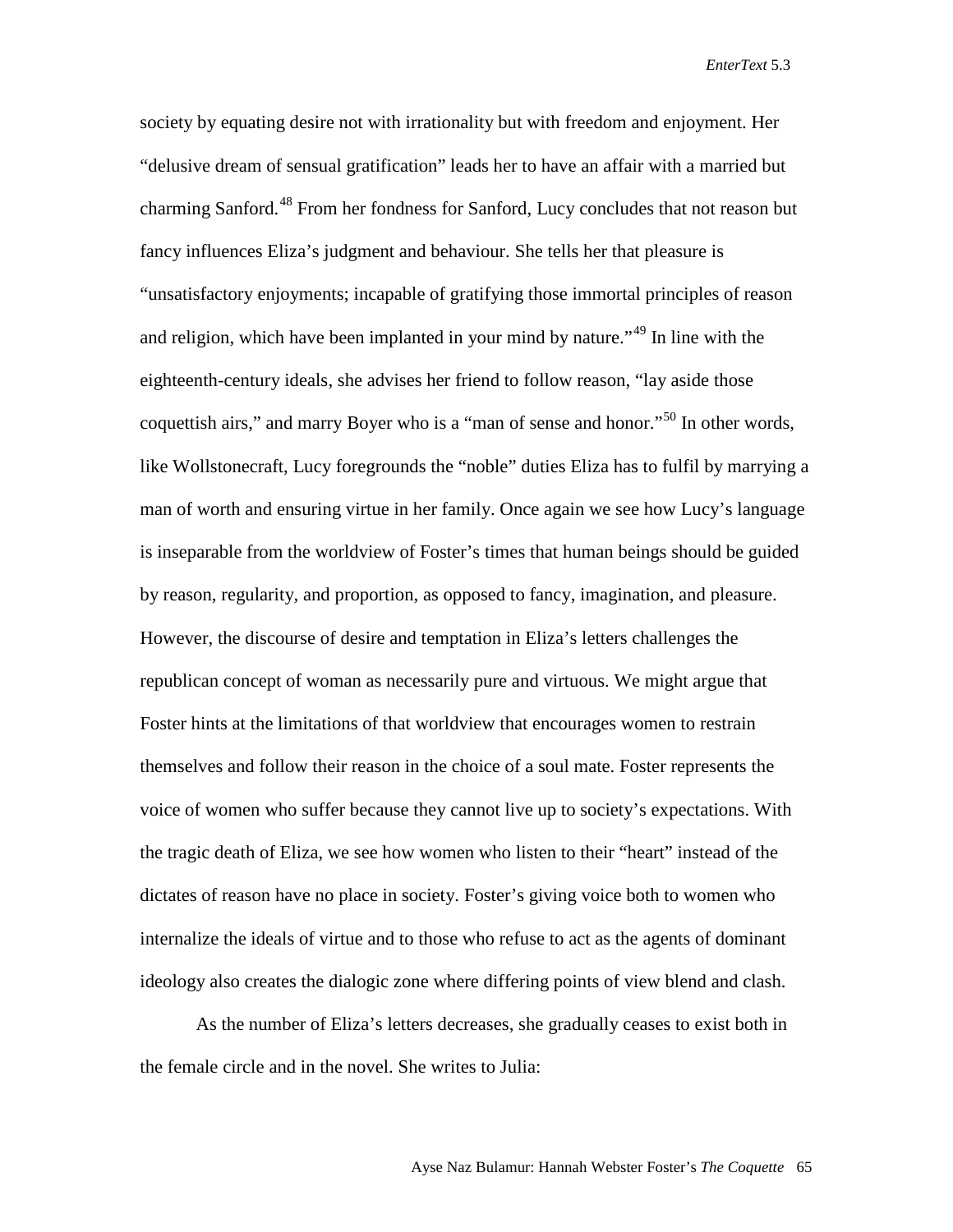society by equating desire not with irrationality but with freedom and enjoyment. Her "delusive dream of sensual gratification" leads her to have an affair with a married but charming Sanford.[48] From her fondness for Sanford, Lucy concludes that not reason but fancy influences Eliza's judgment and behaviour. She tells her that pleasure is "unsatisfactory enjoyments; incapable of gratifying those immortal principles of reason and religion, which have been implanted in your mind by nature."[49] In line with the eighteenth-century ideals, she advises her friend to follow reason, "lay aside those coquettish airs," and marry Boyer who is a "man of sense and honor."[50] In other words, like Wollstonecraft, Lucy foregrounds the "noble" duties Eliza has to fulfil by marrying a man of worth and ensuring virtue in her family. Once again we see how Lucy's language is inseparable from the worldview of Foster's times that human beings should be guided by reason, regularity, and proportion, as opposed to fancy, imagination, and pleasure. However, the discourse of desire and temptation in Eliza's letters challenges the republican concept of woman as necessarily pure and virtuous. We might argue that Foster hints at the limitations of that worldview that encourages women to restrain themselves and follow their reason in the choice of a soul mate. Foster represents the voice of women who suffer because they cannot live up to society's expectations. With the tragic death of Eliza, we see how women who listen to their "heart" instead of the dictates of reason have no place in society. Foster's giving voice both to women who internalize the ideals of virtue and to those who refuse to act as the agents of dominant ideology also creates the dialogic zone where differing points of view blend and clash.

As the number of Eliza's letters decreases, she gradually ceases to exist both in the female circle and in the novel. She writes to Julia: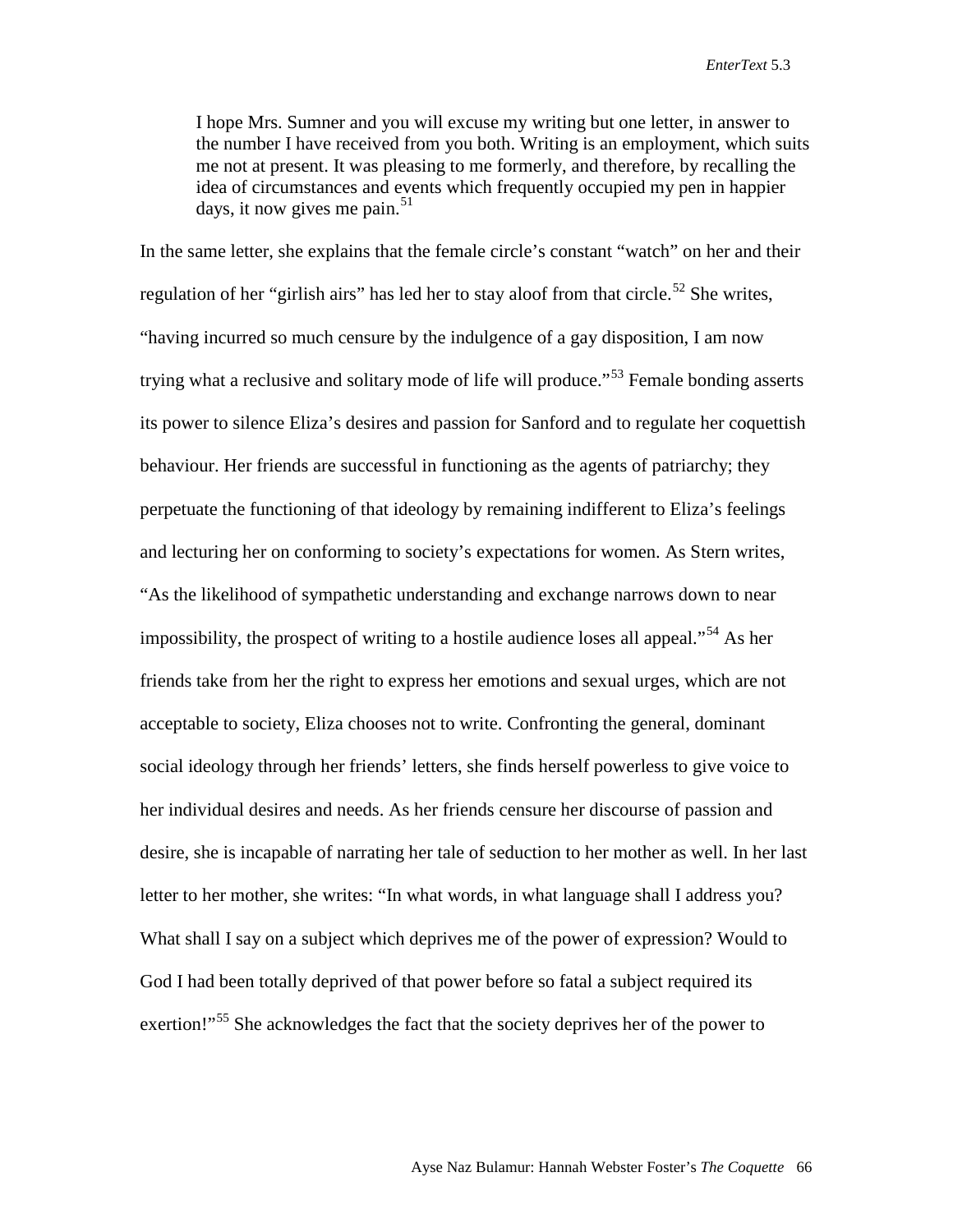> I hope Mrs. Sumner and you will excuse my writing but one letter, in answer to the number I have received from you both. Writing is an employment, which suits me not at present. It was pleasing to me formerly, and therefore, by recalling the idea of circumstances and events which frequently occupied my pen in happier days, it now gives me pain.[51]

In the same letter, she explains that the female circle's constant "watch" on her and their regulation of her "girlish airs" has led her to stay aloof from that circle.[52] She writes, "having incurred so much censure by the indulgence of a gay disposition, I am now trying what a reclusive and solitary mode of life will produce."[53] Female bonding asserts its power to silence Eliza's desires and passion for Sanford and to regulate her coquettish behaviour. Her friends are successful in functioning as the agents of patriarchy; they perpetuate the functioning of that ideology by remaining indifferent to Eliza's feelings and lecturing her on conforming to society's expectations for women. As Stern writes, "As the likelihood of sympathetic understanding and exchange narrows down to near impossibility, the prospect of writing to a hostile audience loses all appeal."[54] As her friends take from her the right to express her emotions and sexual urges, which are not acceptable to society, Eliza chooses not to write. Confronting the general, dominant social ideology through her friends' letters, she finds herself powerless to give voice to her individual desires and needs. As her friends censure her discourse of passion and desire, she is incapable of narrating her tale of seduction to her mother as well. In her last letter to her mother, she writes: "In what words, in what language shall I address you? What shall I say on a subject which deprives me of the power of expression? Would to God I had been totally deprived of that power before so fatal a subject required its exertion!"[55] She acknowledges the fact that the society deprives her of the power to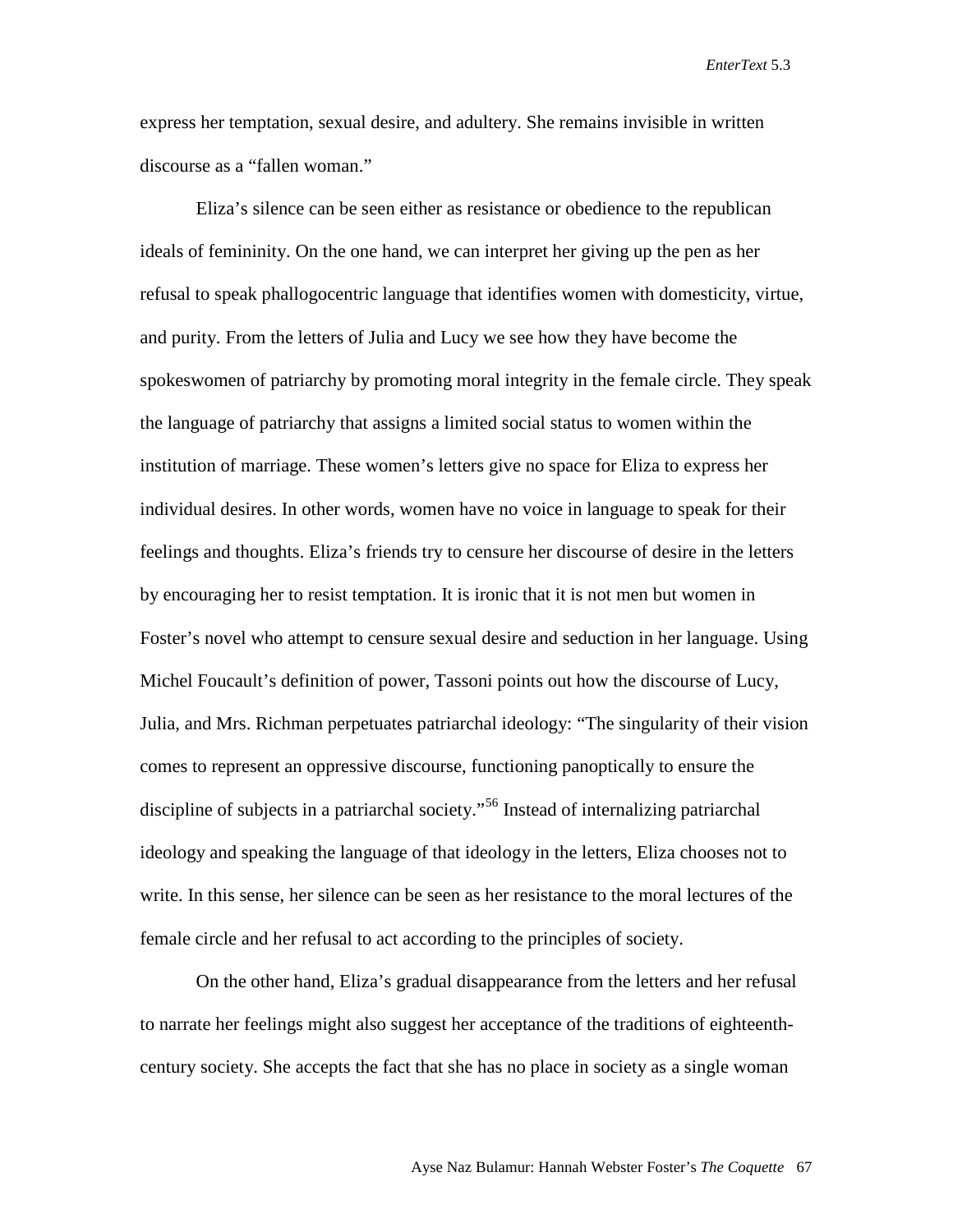express her temptation, sexual desire, and adultery. She remains invisible in written discourse as a "fallen woman."

Eliza's silence can be seen either as resistance or obedience to the republican ideals of femininity. On the one hand, we can interpret her giving up the pen as her refusal to speak phallogocentric language that identifies women with domesticity, virtue, and purity. From the letters of Julia and Lucy we see how they have become the spokeswomen of patriarchy by promoting moral integrity in the female circle. They speak the language of patriarchy that assigns a limited social status to women within the institution of marriage. These women's letters give no space for Eliza to express her individual desires. In other words, women have no voice in language to speak for their feelings and thoughts. Eliza's friends try to censure her discourse of desire in the letters by encouraging her to resist temptation. It is ironic that it is not men but women in Foster's novel who attempt to censure sexual desire and seduction in her language. Using Michel Foucault's definition of power, Tassoni points out how the discourse of Lucy, Julia, and Mrs. Richman perpetuates patriarchal ideology: "The singularity of their vision comes to represent an oppressive discourse, functioning panoptically to ensure the discipline of subjects in a patriarchal society."[56] Instead of internalizing patriarchal ideology and speaking the language of that ideology in the letters, Eliza chooses not to write. In this sense, her silence can be seen as her resistance to the moral lectures of the female circle and her refusal to act according to the principles of society.

On the other hand, Eliza's gradual disappearance from the letters and her refusal to narrate her feelings might also suggest her acceptance of the traditions of eighteenth-century society. She accepts the fact that she has no place in society as a single woman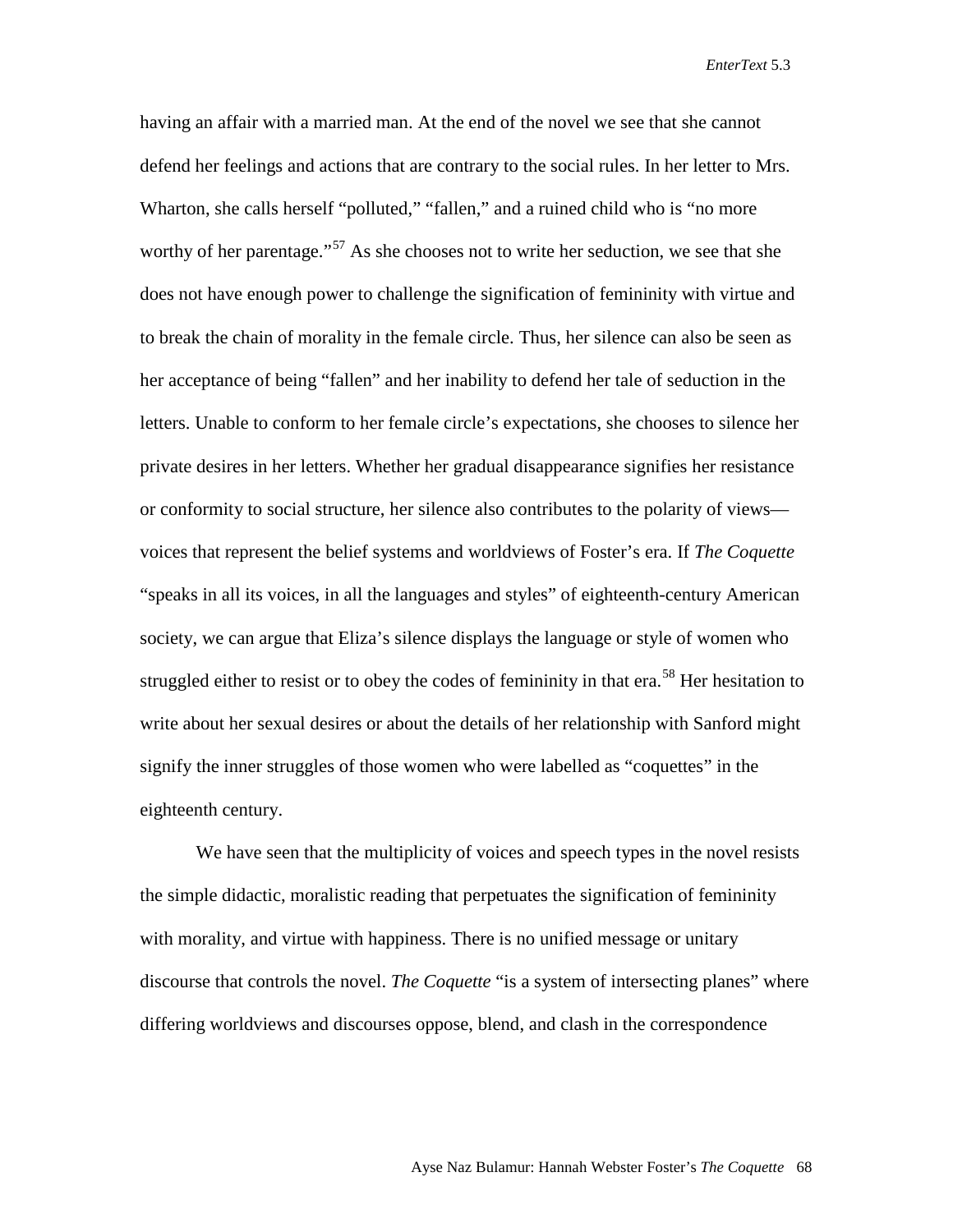having an affair with a married man. At the end of the novel we see that she cannot defend her feelings and actions that are contrary to the social rules. In her letter to Mrs. Wharton, she calls herself "polluted," "fallen," and a ruined child who is "no more worthy of her parentage."[57] As she chooses not to write her seduction, we see that she does not have enough power to challenge the signification of femininity with virtue and to break the chain of morality in the female circle. Thus, her silence can also be seen as her acceptance of being "fallen" and her inability to defend her tale of seduction in the letters. Unable to conform to her female circle's expectations, she chooses to silence her private desires in her letters. Whether her gradual disappearance signifies her resistance or conformity to social structure, her silence also contributes to the polarity of views—voices that represent the belief systems and worldviews of Foster's era. If *The Coquette* "speaks in all its voices, in all the languages and styles" of eighteenth-century American society, we can argue that Eliza's silence displays the language or style of women who struggled either to resist or to obey the codes of femininity in that era.[58] Her hesitation to write about her sexual desires or about the details of her relationship with Sanford might signify the inner struggles of those women who were labelled as "coquettes" in the eighteenth century.

We have seen that the multiplicity of voices and speech types in the novel resists the simple didactic, moralistic reading that perpetuates the signification of femininity with morality, and virtue with happiness. There is no unified message or unitary discourse that controls the novel. *The Coquette* "is a system of intersecting planes" where differing worldviews and discourses oppose, blend, and clash in the correspondence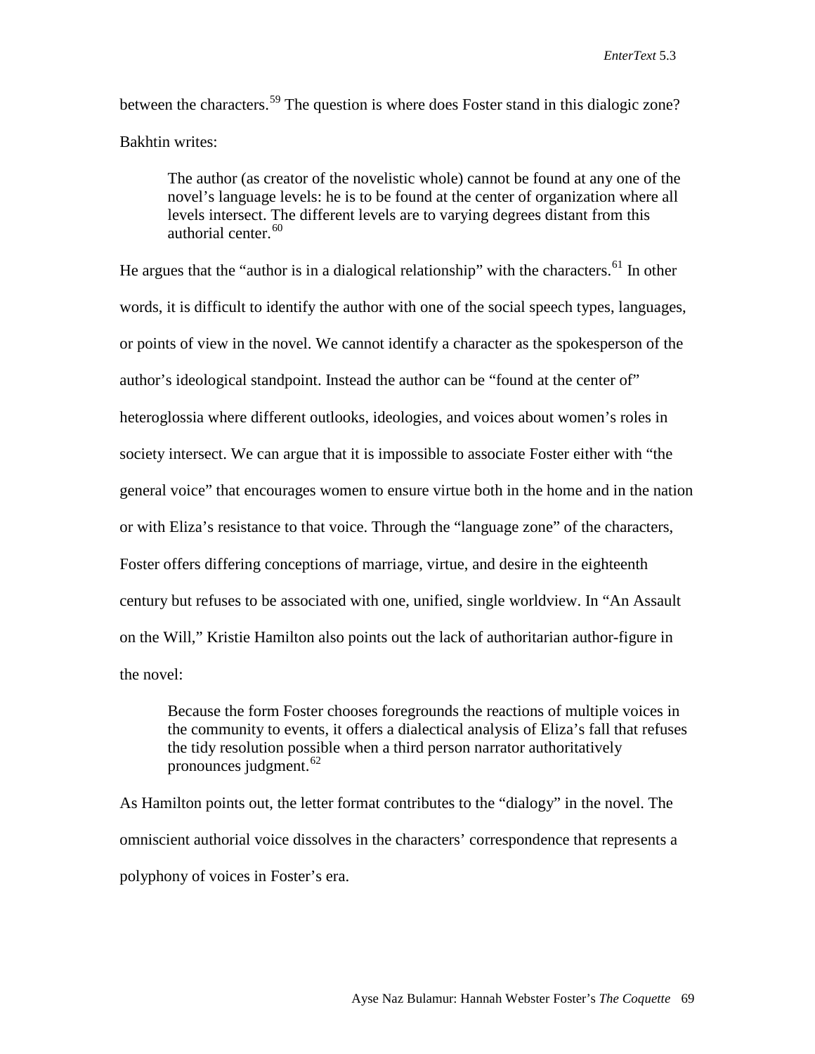between the characters.[59] The question is where does Foster stand in this dialogic zone? Bakhtin writes:

> The author (as creator of the novelistic whole) cannot be found at any one of the novel's language levels: he is to be found at the center of organization where all levels intersect. The different levels are to varying degrees distant from this authorial center.[60]

He argues that the "author is in a dialogical relationship" with the characters.[61] In other words, it is difficult to identify the author with one of the social speech types, languages, or points of view in the novel. We cannot identify a character as the spokesperson of the author's ideological standpoint. Instead the author can be "found at the center of" heteroglossia where different outlooks, ideologies, and voices about women's roles in society intersect. We can argue that it is impossible to associate Foster either with "the general voice" that encourages women to ensure virtue both in the home and in the nation or with Eliza's resistance to that voice. Through the "language zone" of the characters, Foster offers differing conceptions of marriage, virtue, and desire in the eighteenth century but refuses to be associated with one, unified, single worldview. In "An Assault on the Will," Kristie Hamilton also points out the lack of authoritarian author-figure in the novel:

> Because the form Foster chooses foregrounds the reactions of multiple voices in the community to events, it offers a dialectical analysis of Eliza's fall that refuses the tidy resolution possible when a third person narrator authoritatively pronounces judgment.[62]

As Hamilton points out, the letter format contributes to the "dialogy" in the novel. The omniscient authorial voice dissolves in the characters' correspondence that represents a polyphony of voices in Foster's era.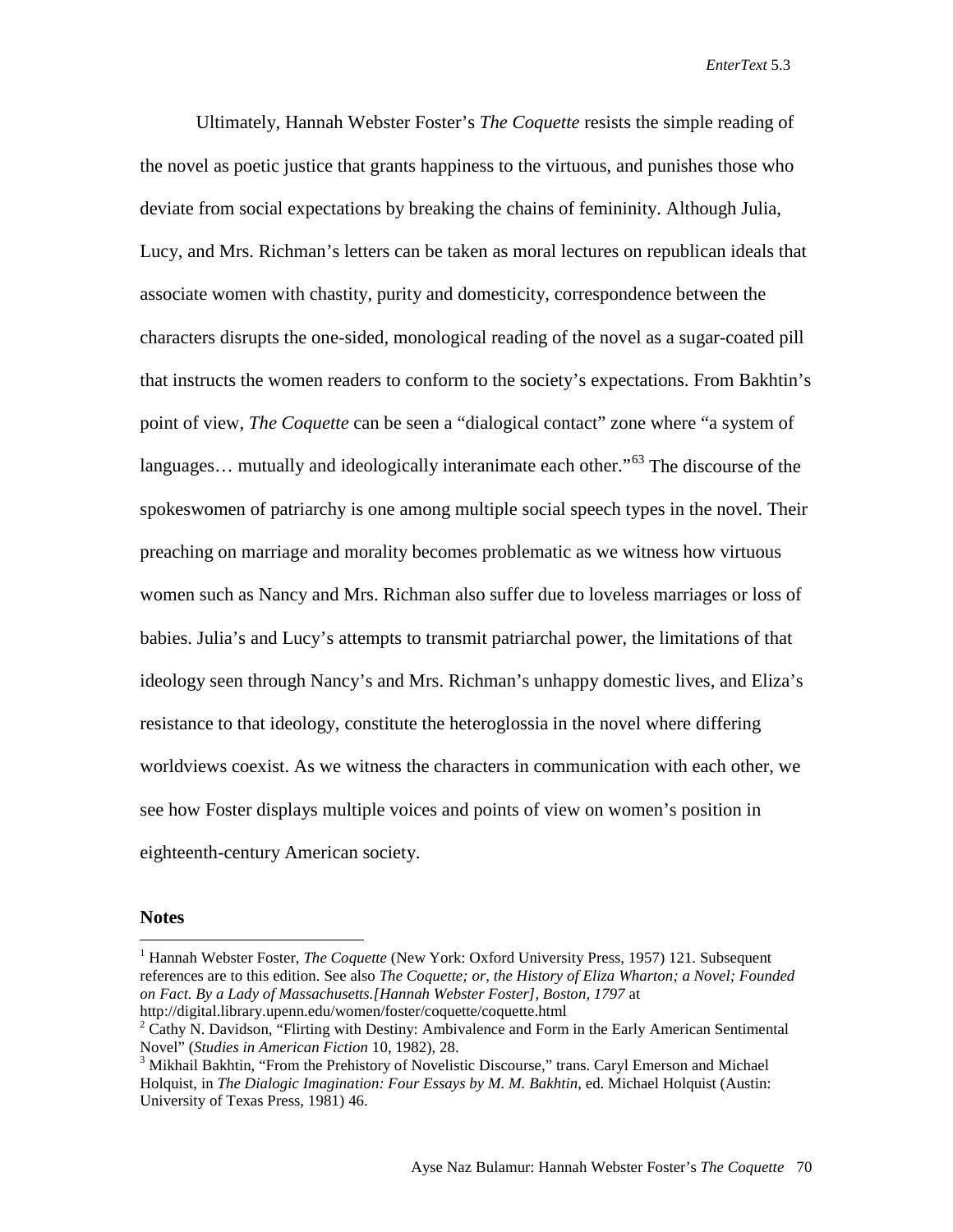Ultimately, Hannah Webster Foster's *The Coquette* resists the simple reading of the novel as poetic justice that grants happiness to the virtuous, and punishes those who deviate from social expectations by breaking the chains of femininity. Although Julia, Lucy, and Mrs. Richman's letters can be taken as moral lectures on republican ideals that associate women with chastity, purity and domesticity, correspondence between the characters disrupts the one-sided, monological reading of the novel as a sugar-coated pill that instructs the women readers to conform to the society's expectations. From Bakhtin's point of view, *The Coquette* can be seen a "dialogical contact" zone where "a system of languages… mutually and ideologically interanimate each other."[63] The discourse of the spokeswomen of patriarchy is one among multiple social speech types in the novel. Their preaching on marriage and morality becomes problematic as we witness how virtuous women such as Nancy and Mrs. Richman also suffer due to loveless marriages or loss of babies. Julia's and Lucy's attempts to transmit patriarchal power, the limitations of that ideology seen through Nancy's and Mrs. Richman's unhappy domestic lives, and Eliza's resistance to that ideology, constitute the heteroglossia in the novel where differing worldviews coexist. As we witness the characters in communication with each other, we see how Foster displays multiple voices and points of view on women's position in eighteenth-century American society.

**Notes**

[1] Hannah Webster Foster, *The Coquette* (New York: Oxford University Press, 1957) 121. Subsequent references are to this edition. See also *The Coquette; or, the History of Eliza Wharton; a Novel; Founded on Fact. By a Lady of Massachusetts.[Hannah Webster Foster], Boston, 1797* at http://digital.library.upenn.edu/women/foster/coquette/coquette.html

[2] Cathy N. Davidson, "Flirting with Destiny: Ambivalence and Form in the Early American Sentimental Novel" (*Studies in American Fiction* 10, 1982), 28.

[3] Mikhail Bakhtin, "From the Prehistory of Novelistic Discourse," trans. Caryl Emerson and Michael Holquist, in *The Dialogic Imagination: Four Essays by M. M. Bakhtin*, ed. Michael Holquist (Austin: University of Texas Press, 1981) 46.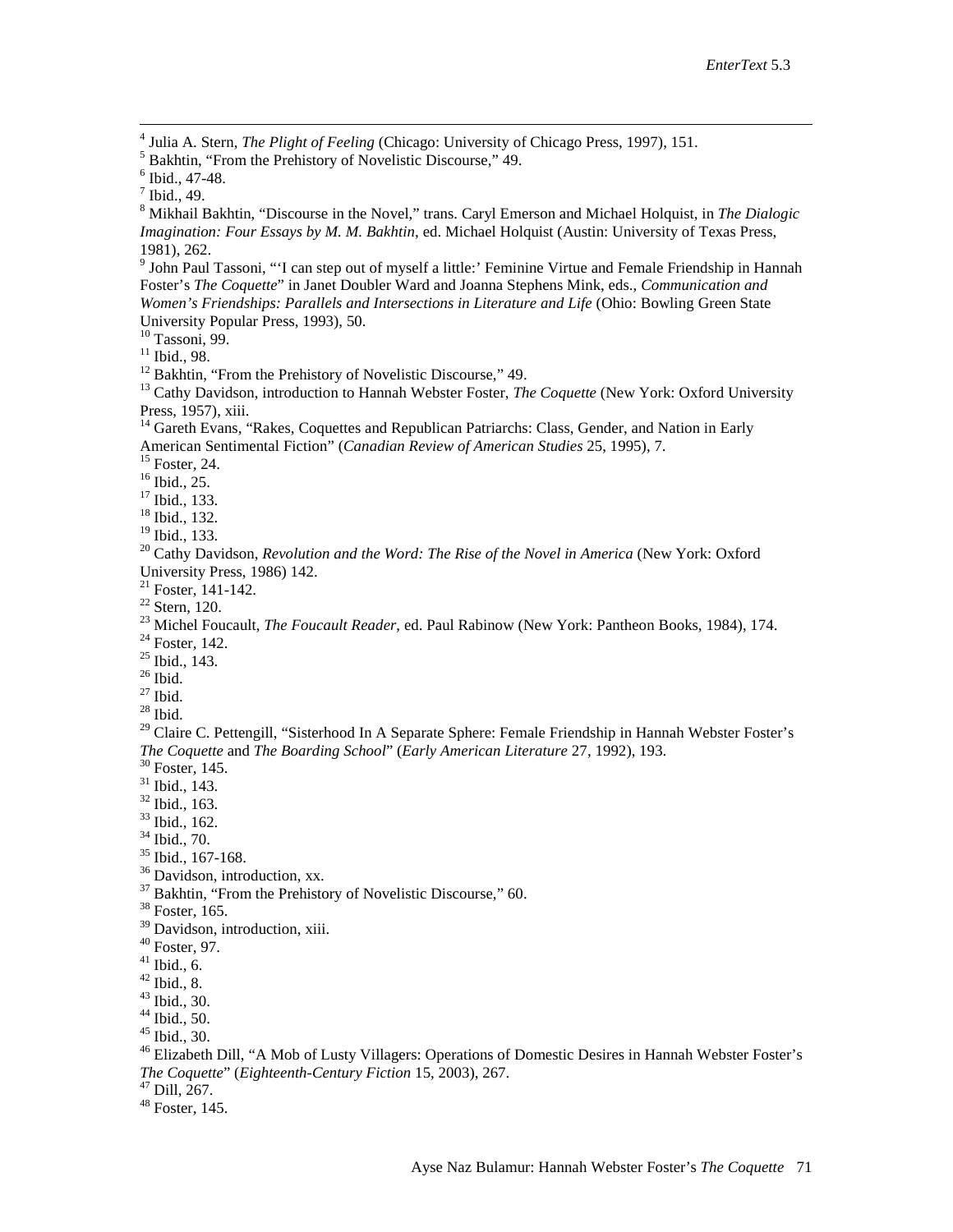[4] Julia A. Stern, *The Plight of Feeling* (Chicago: University of Chicago Press, 1997), 151.
[5] Bakhtin, "From the Prehistory of Novelistic Discourse," 49.
[6] Ibid., 47-48.
[7] Ibid., 49.
[8] Mikhail Bakhtin, "Discourse in the Novel," trans. Caryl Emerson and Michael Holquist, in *The Dialogic Imagination: Four Essays by M. M. Bakhtin*, ed. Michael Holquist (Austin: University of Texas Press, 1981), 262.
[9] John Paul Tassoni, "'I can step out of myself a little:' Feminine Virtue and Female Friendship in Hannah Foster's *The Coquette*" in Janet Doubler Ward and Joanna Stephens Mink, eds., *Communication and Women's Friendships: Parallels and Intersections in Literature and Life* (Ohio: Bowling Green State University Popular Press, 1993), 50.
[10] Tassoni, 99.
[11] Ibid., 98.
[12] Bakhtin, "From the Prehistory of Novelistic Discourse," 49.
[13] Cathy Davidson, introduction to Hannah Webster Foster, *The Coquette* (New York: Oxford University Press, 1957), xiii.
[14] Gareth Evans, "Rakes, Coquettes and Republican Patriarchs: Class, Gender, and Nation in Early American Sentimental Fiction" (*Canadian Review of American Studies* 25, 1995), 7.
[15] Foster, 24.
[16] Ibid., 25.
[17] Ibid., 133.
[18] Ibid., 132.
[19] Ibid., 133.
[20] Cathy Davidson, *Revolution and the Word: The Rise of the Novel in America* (New York: Oxford University Press, 1986) 142.
[21] Foster, 141-142.
[22] Stern, 120.
[23] Michel Foucault, *The Foucault Reader*, ed. Paul Rabinow (New York: Pantheon Books, 1984), 174.
[24] Foster, 142.
[25] Ibid., 143.
[26] Ibid.
[27] Ibid.
[28] Ibid.
[29] Claire C. Pettengill, "Sisterhood In A Separate Sphere: Female Friendship in Hannah Webster Foster's *The Coquette* and *The Boarding School*" (*Early American Literature* 27, 1992), 193.
[30] Foster, 145.
[31] Ibid., 143.
[32] Ibid., 163.
[33] Ibid., 162.
[34] Ibid., 70.
[35] Ibid., 167-168.
[36] Davidson, introduction, xx.
[37] Bakhtin, "From the Prehistory of Novelistic Discourse," 60.
[38] Foster, 165.
[39] Davidson, introduction, xiii.
[40] Foster, 97.
[41] Ibid., 6.
[42] Ibid., 8.
[43] Ibid., 30.
[44] Ibid., 50.
[45] Ibid., 30.
[46] Elizabeth Dill, "A Mob of Lusty Villagers: Operations of Domestic Desires in Hannah Webster Foster's *The Coquette*" (*Eighteenth-Century Fiction* 15, 2003), 267.
[47] Dill, 267.
[48] Foster, 145.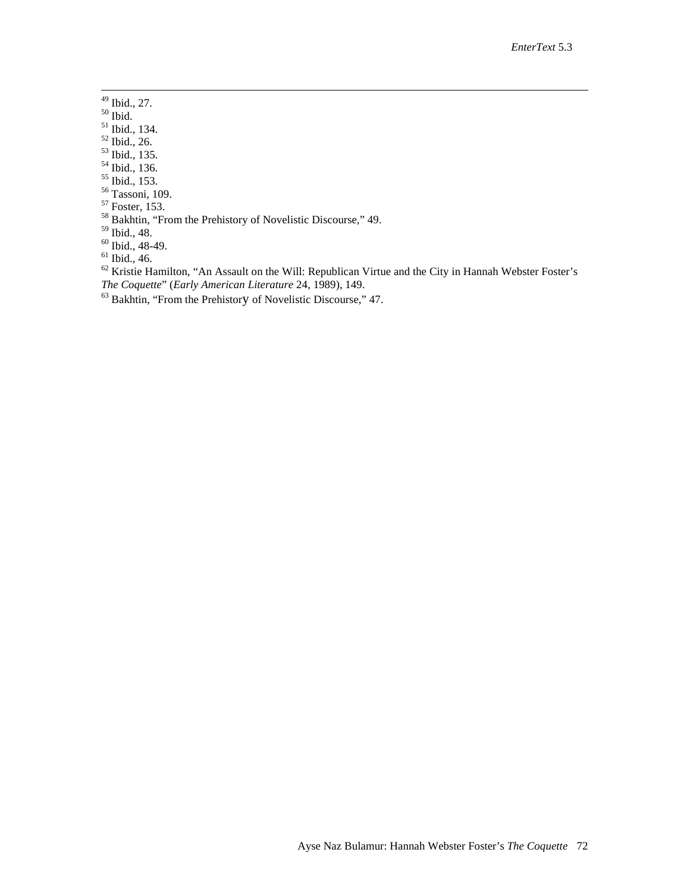[49] Ibid., 27.
[50] Ibid.
[51] Ibid., 134.
[52] Ibid., 26.
[53] Ibid., 135.
[54] Ibid., 136.
[55] Ibid., 153.
[56] Tassoni, 109.
[57] Foster, 153.
[58] Bakhtin, "From the Prehistory of Novelistic Discourse," 49.
[59] Ibid., 48.
[60] Ibid., 48-49.
[61] Ibid., 46.
[62] Kristie Hamilton, "An Assault on the Will: Republican Virtue and the City in Hannah Webster Foster's *The Coquette*" (*Early American Literature* 24, 1989), 149.
[63] Bakhtin, "From the Prehistory of Novelistic Discourse," 47.